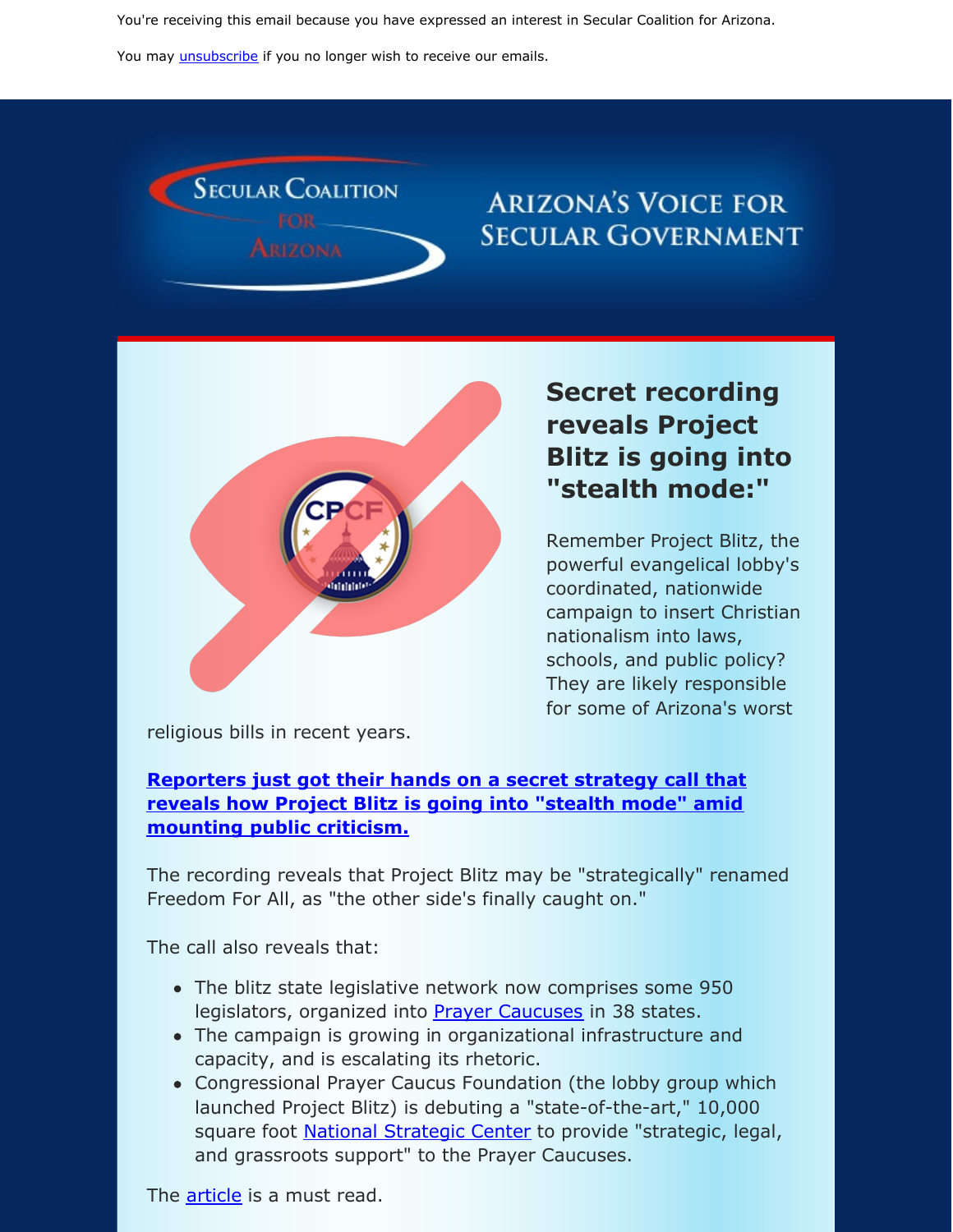You're receiving this email because you have expressed an interest in Secular Coalition for Arizona.

You may unsubscribe if you no longer wish to receive our emails.

SECULAR COALITION FOR ARIZONA

ARIZONA'S VOICE FOR SECULAR GOVERNMENT

## Secret recording reveals Project Blitz is going into "stealth mode:"

Remember Project Blitz, the powerful evangelical lobby's coordinated, nationwide campaign to insert Christian nationalism into laws, schools, and public policy? They are likely responsible for some of Arizona's worst religious bills in recent years.

**Reporters just got their hands on a secret strategy call that reveals how Project Blitz is going into "stealth mode" amid mounting public criticism.**

The recording reveals that Project Blitz may be "strategically" renamed Freedom For All, as "the other side's finally caught on."

The call also reveals that:

- The blitz state legislative network now comprises some 950 legislators, organized into Prayer Caucuses in 38 states.
- The campaign is growing in organizational infrastructure and capacity, and is escalating its rhetoric.
- Congressional Prayer Caucus Foundation (the lobby group which launched Project Blitz) is debuting a "state-of-the-art," 10,000 square foot National Strategic Center to provide "strategic, legal, and grassroots support" to the Prayer Caucuses.

The article is a must read.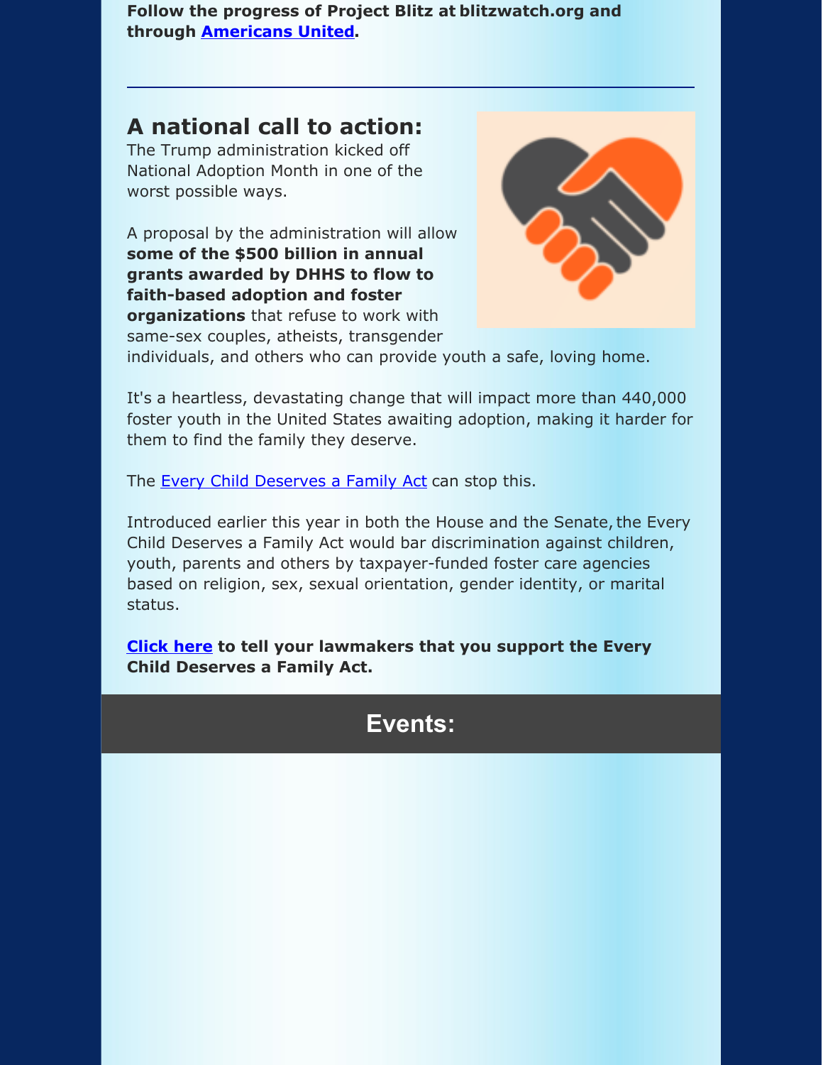**Follow the progress of Project Blitz at blitzwatch.org and through Americans United.**

---

## A national call to action:

The Trump administration kicked off National Adoption Month in one of the worst possible ways.

A proposal by the administration will allow **some of the $500 billion in annual grants awarded by DHHS to flow to faith-based adoption and foster organizations** that refuse to work with same-sex couples, atheists, transgender individuals, and others who can provide youth a safe, loving home.

It's a heartless, devastating change that will impact more than 440,000 foster youth in the United States awaiting adoption, making it harder for them to find the family they deserve.

The Every Child Deserves a Family Act can stop this.

Introduced earlier this year in both the House and the Senate, the Every Child Deserves a Family Act would bar discrimination against children, youth, parents and others by taxpayer-funded foster care agencies based on religion, sex, sexual orientation, gender identity, or marital status.

**Click here to tell your lawmakers that you support the Every Child Deserves a Family Act.**

## Events: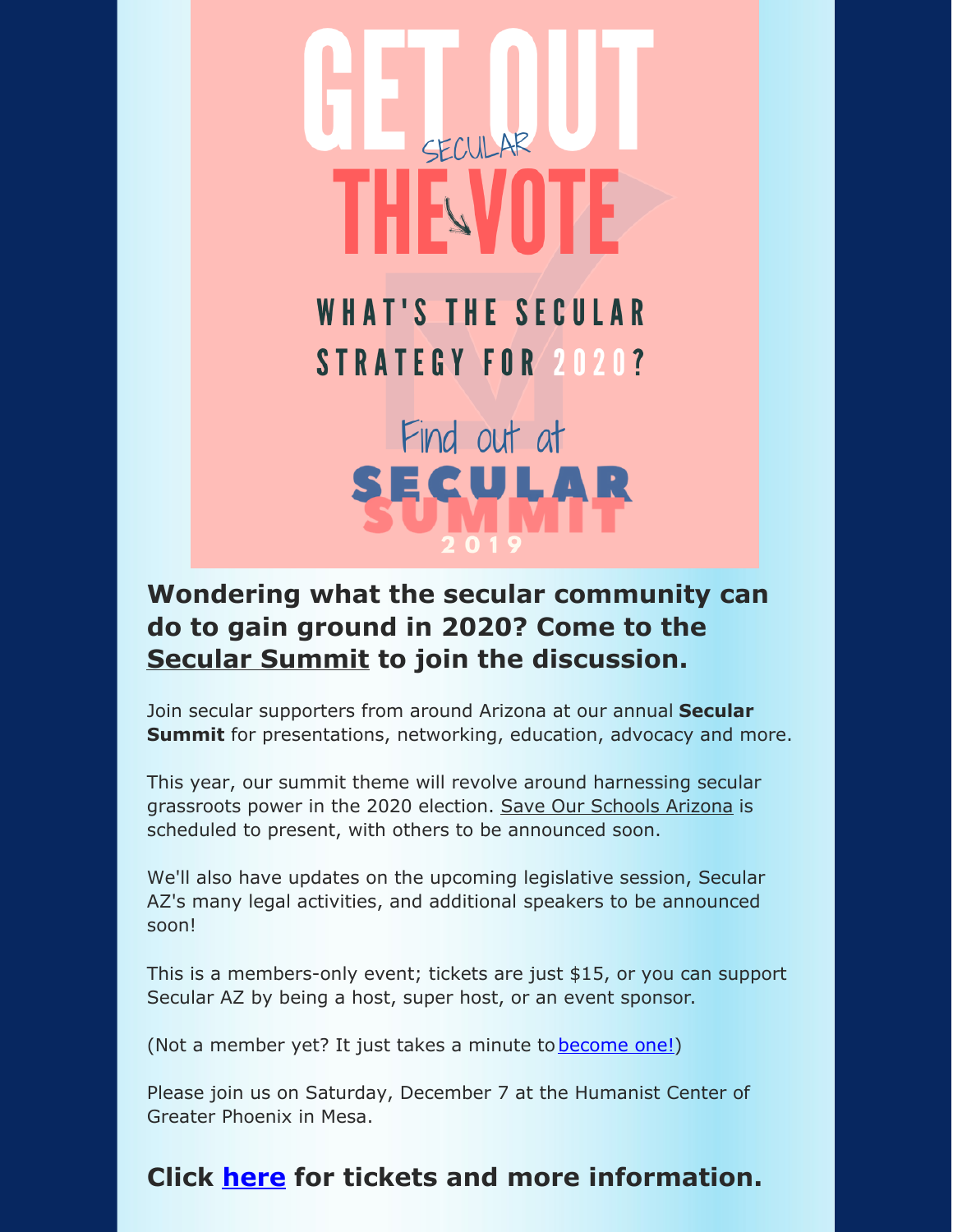# GET OUT THE SECULAR VOTE

## WHAT'S THE SECULAR STRATEGY FOR 2020?

Find out at

**SECULAR SUMMIT 2019**

## Wondering what the secular community can do to gain ground in 2020? Come to the Secular Summit to join the discussion.

Join secular supporters from around Arizona at our annual **Secular Summit** for presentations, networking, education, advocacy and more.

This year, our summit theme will revolve around harnessing secular grassroots power in the 2020 election. Save Our Schools Arizona is scheduled to present, with others to be announced soon.

We'll also have updates on the upcoming legislative session, Secular AZ's many legal activities, and additional speakers to be announced soon!

This is a members-only event; tickets are just $15, or you can support Secular AZ by being a host, super host, or an event sponsor.

(Not a member yet? It just takes a minute to become one!)

Please join us on Saturday, December 7 at the Humanist Center of Greater Phoenix in Mesa.

## Click here for tickets and more information.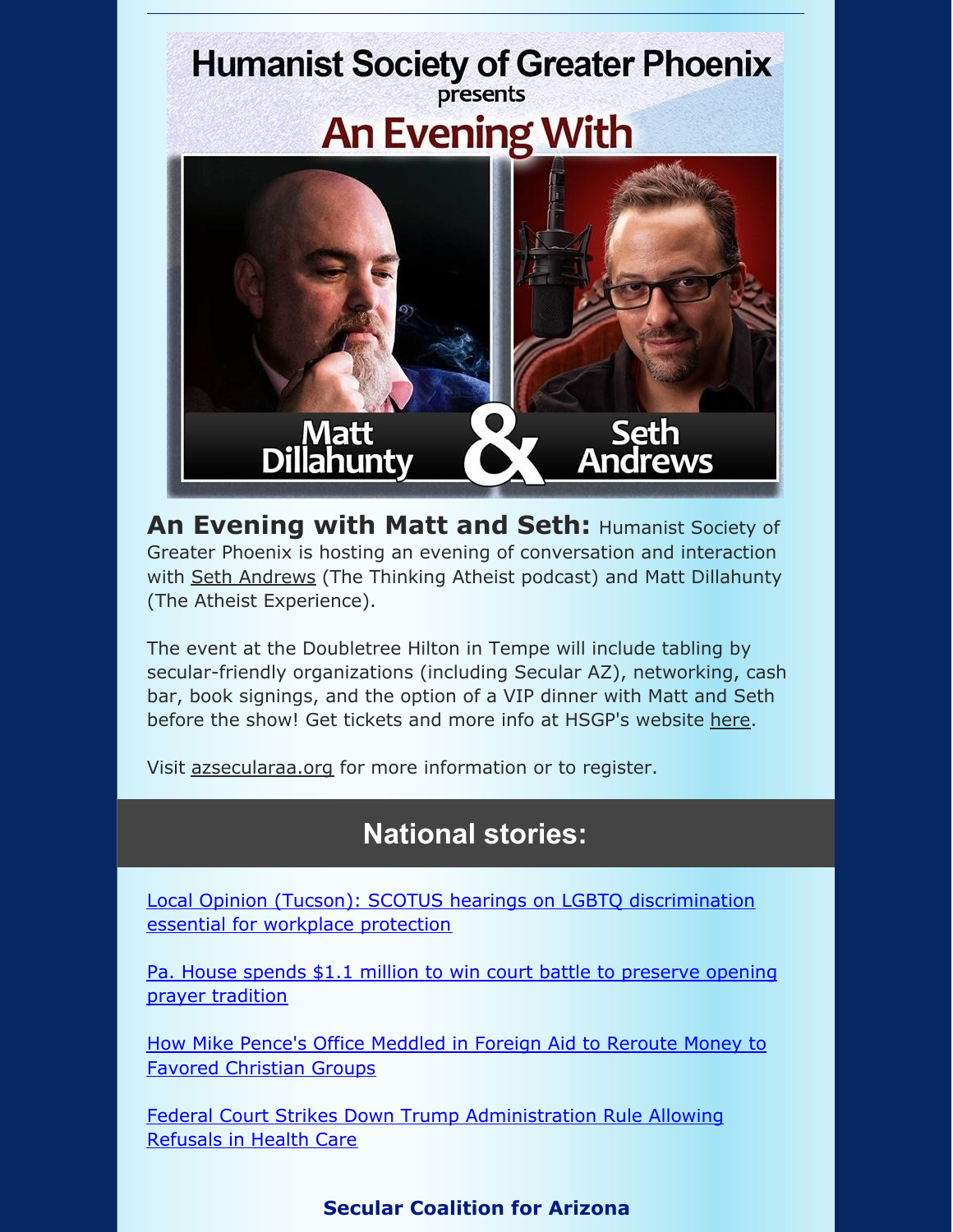Humanist Society of Greater Phoenix presents

An Evening With

Matt Dillahunty & Seth Andrews

**An Evening with Matt and Seth:** Humanist Society of Greater Phoenix is hosting an evening of conversation and interaction with Seth Andrews (The Thinking Atheist podcast) and Matt Dillahunty (The Atheist Experience).

The event at the Doubletree Hilton in Tempe will include tabling by secular-friendly organizations (including Secular AZ), networking, cash bar, book signings, and the option of a VIP dinner with Matt and Seth before the show! Get tickets and more info at HSGP's website here.

Visit azsecularaa.org for more information or to register.

## National stories:

Local Opinion (Tucson): SCOTUS hearings on LGBTQ discrimination essential for workplace protection

Pa. House spends $1.1 million to win court battle to preserve opening prayer tradition

How Mike Pence's Office Meddled in Foreign Aid to Reroute Money to Favored Christian Groups

Federal Court Strikes Down Trump Administration Rule Allowing Refusals in Health Care

**Secular Coalition for Arizona**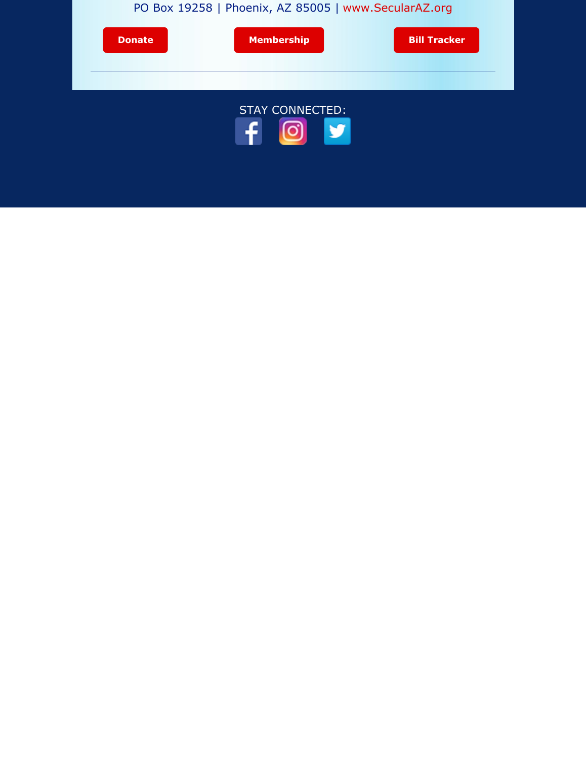PO Box 19258 | Phoenix, AZ 85005 | www.SecularAZ.org

**Donate** **Membership** **Bill Tracker**

---

STAY CONNECTED: